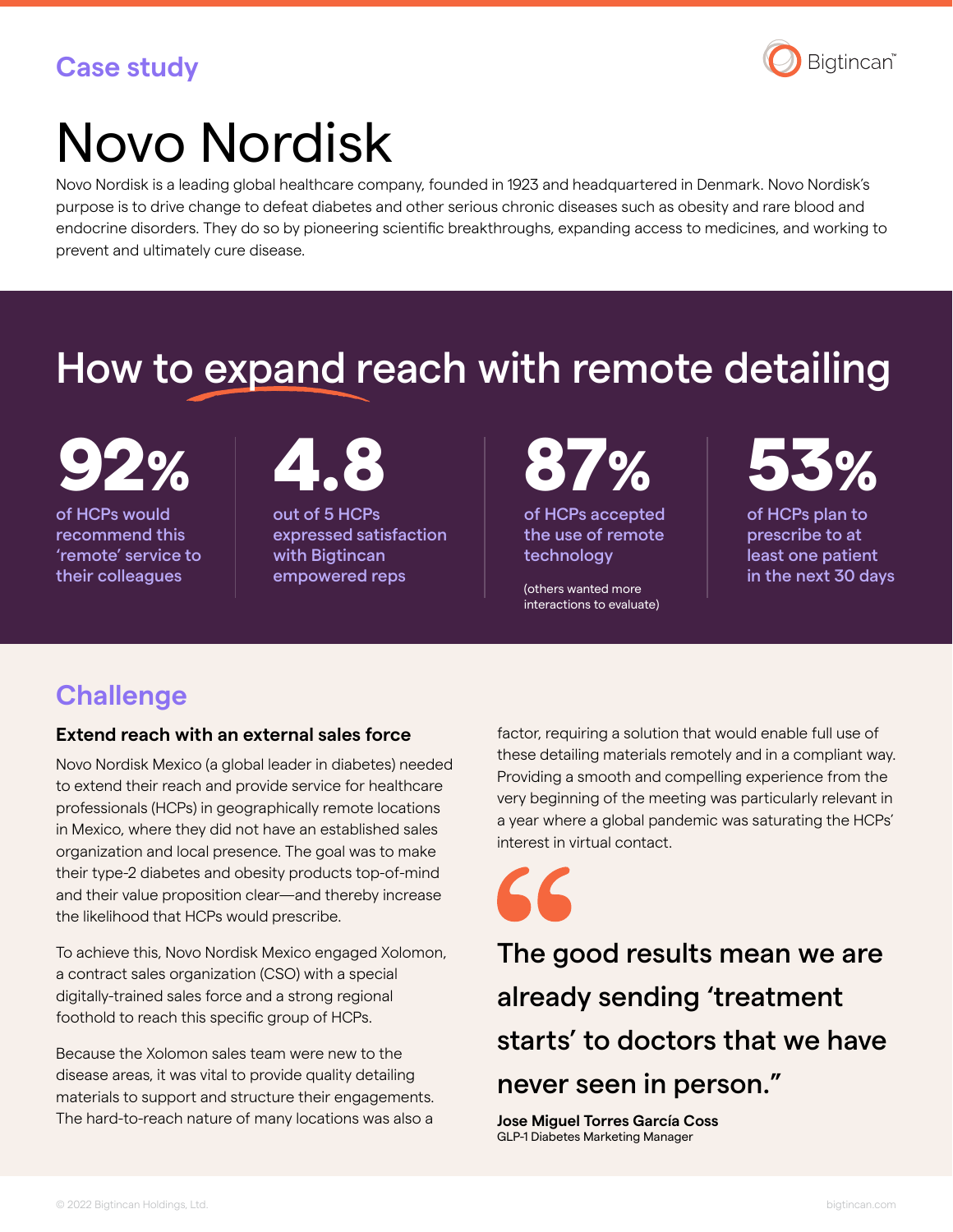Case study

# Novo Nordisk

Novo Nordisk is a leading global healthcare company, founded in 1923 and headquartered in Denmark. Novo Nordisk's purpose is to drive change to defeat diabetes and other serious chronic diseases such as obesity and rare blood and endocrine disorders. They do so by pioneering scientific breakthroughs, expanding access to medicines, and working to prevent and ultimately cure disease.

## How to expand reach with remote detailing

**92%**
of HCPs would recommend this 'remote' service to their colleagues

**4.8**
out of 5 HCPs expressed satisfaction with Bigtincan empowered reps

**87%**
of HCPs accepted the use of remote technology

(others wanted more interactions to evaluate)

**53%**
of HCPs plan to prescribe to at least one patient in the next 30 days

## Challenge

### Extend reach with an external sales force

Novo Nordisk Mexico (a global leader in diabetes) needed to extend their reach and provide service for healthcare professionals (HCPs) in geographically remote locations in Mexico, where they did not have an established sales organization and local presence. The goal was to make their type-2 diabetes and obesity products top-of-mind and their value proposition clear—and thereby increase the likelihood that HCPs would prescribe.

To achieve this, Novo Nordisk Mexico engaged Xolomon, a contract sales organization (CSO) with a special digitally-trained sales force and a strong regional foothold to reach this specific group of HCPs.

Because the Xolomon sales team were new to the disease areas, it was vital to provide quality detailing materials to support and structure their engagements. The hard-to-reach nature of many locations was also a factor, requiring a solution that would enable full use of these detailing materials remotely and in a compliant way. Providing a smooth and compelling experience from the very beginning of the meeting was particularly relevant in a year where a global pandemic was saturating the HCPs' interest in virtual contact.

> The good results mean we are already sending 'treatment starts' to doctors that we have never seen in person."
>
> **Jose Miguel Torres García Coss**
> GLP-1 Diabetes Marketing Manager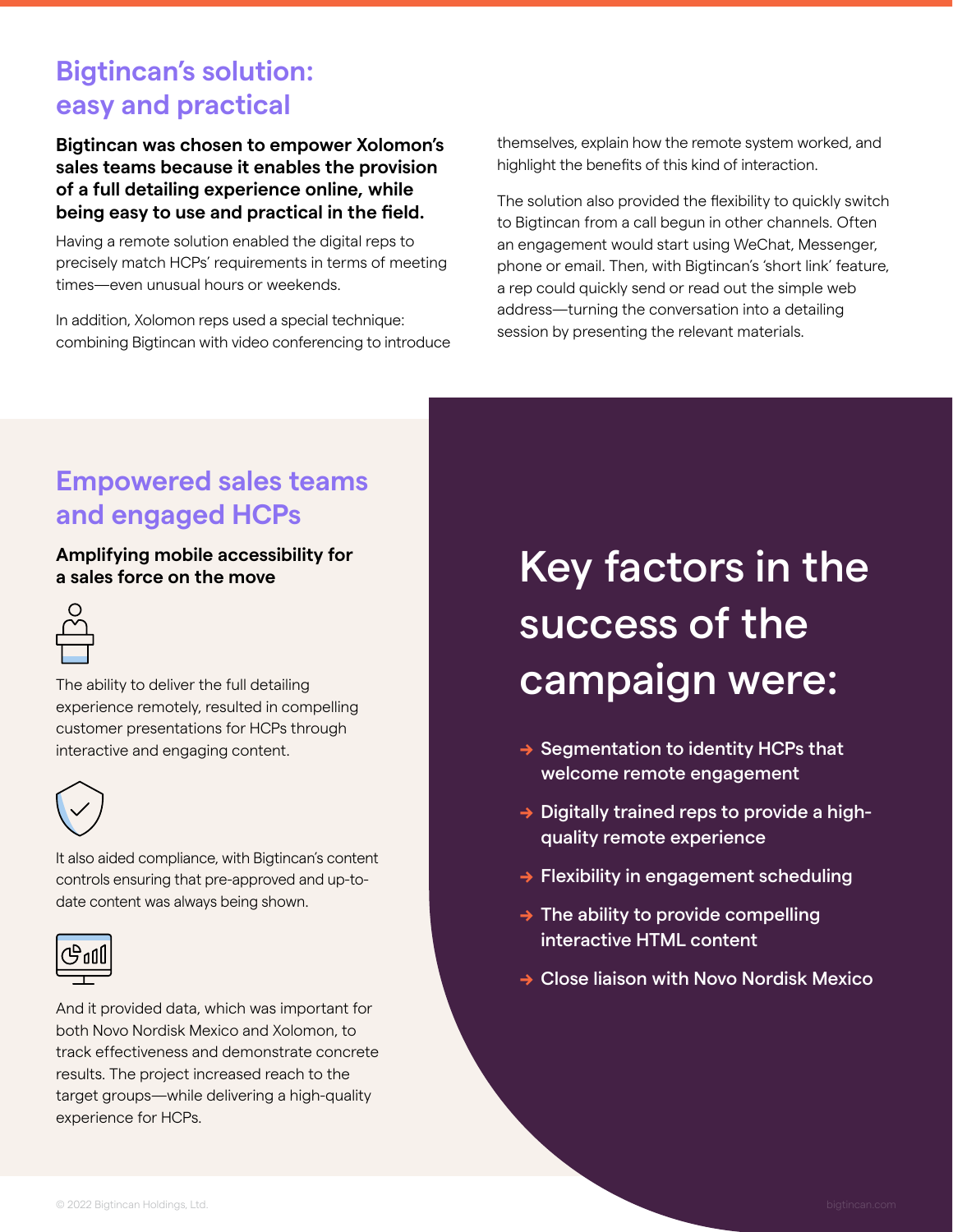## Bigtincan's solution: easy and practical

**Bigtincan was chosen to empower Xolomon's sales teams because it enables the provision of a full detailing experience online, while being easy to use and practical in the field.**

Having a remote solution enabled the digital reps to precisely match HCPs' requirements in terms of meeting times—even unusual hours or weekends.

In addition, Xolomon reps used a special technique: combining Bigtincan with video conferencing to introduce themselves, explain how the remote system worked, and highlight the benefits of this kind of interaction.

The solution also provided the flexibility to quickly switch to Bigtincan from a call begun in other channels. Often an engagement would start using WeChat, Messenger, phone or email. Then, with Bigtincan's 'short link' feature, a rep could quickly send or read out the simple web address—turning the conversation into a detailing session by presenting the relevant materials.

## Empowered sales teams and engaged HCPs

**Amplifying mobile accessibility for a sales force on the move**

The ability to deliver the full detailing experience remotely, resulted in compelling customer presentations for HCPs through interactive and engaging content.

It also aided compliance, with Bigtincan's content controls ensuring that pre-approved and up-to-date content was always being shown.

And it provided data, which was important for both Novo Nordisk Mexico and Xolomon, to track effectiveness and demonstrate concrete results. The project increased reach to the target groups—while delivering a high-quality experience for HCPs.

## Key factors in the success of the campaign were:

- Segmentation to identity HCPs that welcome remote engagement
- Digitally trained reps to provide a high-quality remote experience
- Flexibility in engagement scheduling
- The ability to provide compelling interactive HTML content
- Close liaison with Novo Nordisk Mexico

© 2022 Bigtincan Holdings, Ltd.

bigtincan.com